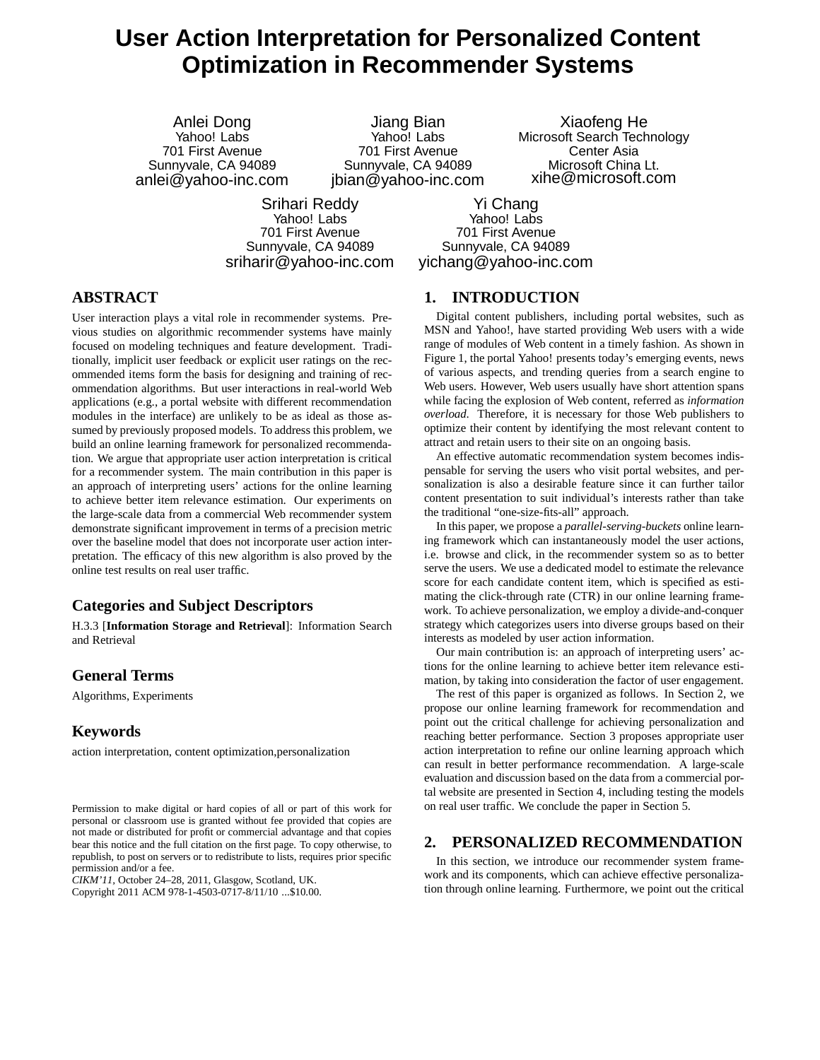# User Action Interpretation for Personalized Content Optimization in Recommender Systems

Anlei Dong
Yahoo! Labs
701 First Avenue
Sunnyvale, CA 94089
anlei@yahoo-inc.com

Jiang Bian
Yahoo! Labs
701 First Avenue
Sunnyvale, CA 94089
jbian@yahoo-inc.com

Xiaofeng He
Microsoft Search Technology Center Asia
Microsoft China Lt.
xihe@microsoft.com

Srihari Reddy
Yahoo! Labs
701 First Avenue
Sunnyvale, CA 94089
sriharir@yahoo-inc.com

Yi Chang
Yahoo! Labs
701 First Avenue
Sunnyvale, CA 94089
yichang@yahoo-inc.com

## ABSTRACT

User interaction plays a vital role in recommender systems. Previous studies on algorithmic recommender systems have mainly focused on modeling techniques and feature development. Traditionally, implicit user feedback or explicit user ratings on the recommended items form the basis for designing and training of recommendation algorithms. But user interactions in real-world Web applications (e.g., a portal website with different recommendation modules in the interface) are unlikely to be as ideal as those assumed by previously proposed models. To address this problem, we build an online learning framework for personalized recommendation. We argue that appropriate user action interpretation is critical for a recommender system. The main contribution in this paper is an approach of interpreting users' actions for the online learning to achieve better item relevance estimation. Our experiments on the large-scale data from a commercial Web recommender system demonstrate significant improvement in terms of a precision metric over the baseline model that does not incorporate user action interpretation. The efficacy of this new algorithm is also proved by the online test results on real user traffic.

### Categories and Subject Descriptors

H.3.3 [**Information Storage and Retrieval**]: Information Search and Retrieval

### General Terms

Algorithms, Experiments

### Keywords

action interpretation, content optimization,personalization

Permission to make digital or hard copies of all or part of this work for personal or classroom use is granted without fee provided that copies are not made or distributed for profit or commercial advantage and that copies bear this notice and the full citation on the first page. To copy otherwise, to republish, to post on servers or to redistribute to lists, requires prior specific permission and/or a fee.
*CIKM'11*, October 24–28, 2011, Glasgow, Scotland, UK.
Copyright 2011 ACM 978-1-4503-0717-8/11/10 ...$10.00.

## 1. INTRODUCTION

Digital content publishers, including portal websites, such as MSN and Yahoo!, have started providing Web users with a wide range of modules of Web content in a timely fashion. As shown in Figure 1, the portal Yahoo! presents today's emerging events, news of various aspects, and trending queries from a search engine to Web users. However, Web users usually have short attention spans while facing the explosion of Web content, referred as *information overload*. Therefore, it is necessary for those Web publishers to optimize their content by identifying the most relevant content to attract and retain users to their site on an ongoing basis.

An effective automatic recommendation system becomes indispensable for serving the users who visit portal websites, and personalization is also a desirable feature since it can further tailor content presentation to suit individual's interests rather than take the traditional "one-size-fits-all" approach.

In this paper, we propose a *parallel-serving-buckets* online learning framework which can instantaneously model the user actions, i.e. browse and click, in the recommender system so as to better serve the users. We use a dedicated model to estimate the relevance score for each candidate content item, which is specified as estimating the click-through rate (CTR) in our online learning framework. To achieve personalization, we employ a divide-and-conquer strategy which categorizes users into diverse groups based on their interests as modeled by user action information.

Our main contribution is: an approach of interpreting users' actions for the online learning to achieve better item relevance estimation, by taking into consideration the factor of user engagement.

The rest of this paper is organized as follows. In Section 2, we propose our online learning framework for recommendation and point out the critical challenge for achieving personalization and reaching better performance. Section 3 proposes appropriate user action interpretation to refine our online learning approach which can result in better performance recommendation. A large-scale evaluation and discussion based on the data from a commercial portal website are presented in Section 4, including testing the models on real user traffic. We conclude the paper in Section 5.

## 2. PERSONALIZED RECOMMENDATION

In this section, we introduce our recommender system framework and its components, which can achieve effective personalization through online learning. Furthermore, we point out the critical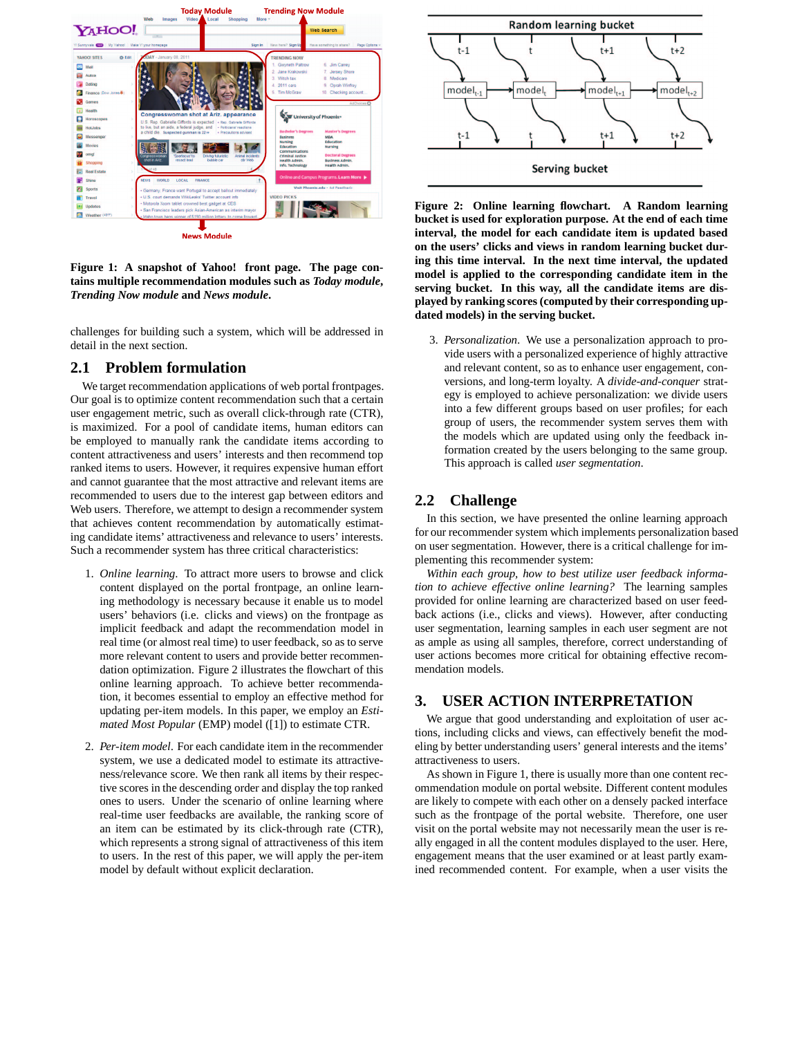Today Module

Trending Now Module

News Module

**Figure 1: A snapshot of Yahoo! front page. The page contains multiple recommendation modules such as *Today module*, *Trending Now module* and *News module*.**

Random learning bucket

t-1

t

t+1

t+2

$\text{model}_{t-1}$

$\text{model}_{t}$

$\text{model}_{t+1}$

$\text{model}_{t+2}$

t-1

t

t+1

t+2

Serving bucket

**Figure 2: Online learning flowchart. A Random learning bucket is used for exploration purpose. At the end of each time interval, the model for each candidate item is updated based on the users' clicks and views in random learning bucket during this time interval. In the next time interval, the updated model is applied to the corresponding candidate item in the serving bucket. In this way, all the candidate items are displayed by ranking scores (computed by their corresponding updated models) in the serving bucket.**

challenges for building such a system, which will be addressed in detail in the next section.

## 2.1 Problem formulation

We target recommendation applications of web portal frontpages. Our goal is to optimize content recommendation such that a certain user engagement metric, such as overall click-through rate (CTR), is maximized. For a pool of candidate items, human editors can be employed to manually rank the candidate items according to content attractiveness and users' interests and then recommend top ranked items to users. However, it requires expensive human effort and cannot guarantee that the most attractive and relevant items are recommended to users due to the interest gap between editors and Web users. Therefore, we attempt to design a recommender system that achieves content recommendation by automatically estimating candidate items' attractiveness and relevance to users' interests. Such a recommender system has three critical characteristics:

1. *Online learning*. To attract more users to browse and click content displayed on the portal frontpage, an online learning methodology is necessary because it enable us to model users' behaviors (i.e. clicks and views) on the frontpage as implicit feedback and adapt the recommendation model in real time (or almost real time) to user feedback, so as to serve more relevant content to users and provide better recommendation optimization. Figure 2 illustrates the flowchart of this online learning approach. To achieve better recommendation, it becomes essential to employ an effective method for updating per-item models. In this paper, we employ an *Estimated Most Popular* (EMP) model ([1]) to estimate CTR.

2. *Per-item model*. For each candidate item in the recommender system, we use a dedicated model to estimate its attractiveness/relevance score. We then rank all items by their respective scores in the descending order and display the top ranked ones to users. Under the scenario of online learning where real-time user feedbacks are available, the ranking score of an item can be estimated by its click-through rate (CTR), which represents a strong signal of attractiveness of this item to users. In the rest of this paper, we will apply the per-item model by default without explicit declaration.

3. *Personalization*. We use a personalization approach to provide users with a personalized experience of highly attractive and relevant content, so as to enhance user engagement, conversions, and long-term loyalty. A *divide-and-conquer* strategy is employed to achieve personalization: we divide users into a few different groups based on user profiles; for each group of users, the recommender system serves them with the models which are updated using only the feedback information created by the users belonging to the same group. This approach is called *user segmentation*.

## 2.2 Challenge

In this section, we have presented the online learning approach for our recommender system which implements personalization based on user segmentation. However, there is a critical challenge for implementing this recommender system:

*Within each group, how to best utilize user feedback information to achieve effective online learning?* The learning samples provided for online learning are characterized based on user feedback actions (i.e., clicks and views). However, after conducting user segmentation, learning samples in each user segment are not as ample as using all samples, therefore, correct understanding of user actions becomes more critical for obtaining effective recommendation models.

# 3. USER ACTION INTERPRETATION

We argue that good understanding and exploitation of user actions, including clicks and views, can effectively benefit the modeling by better understanding users' general interests and the items' attractiveness to users.

As shown in Figure 1, there is usually more than one content recommendation module on portal website. Different content modules are likely to compete with each other on a densely packed interface such as the frontpage of the portal website. Therefore, one user visit on the portal website may not necessarily mean the user is really engaged in all the content modules displayed to the user. Here, engagement means that the user examined or at least partly examined recommended content. For example, when a user visits the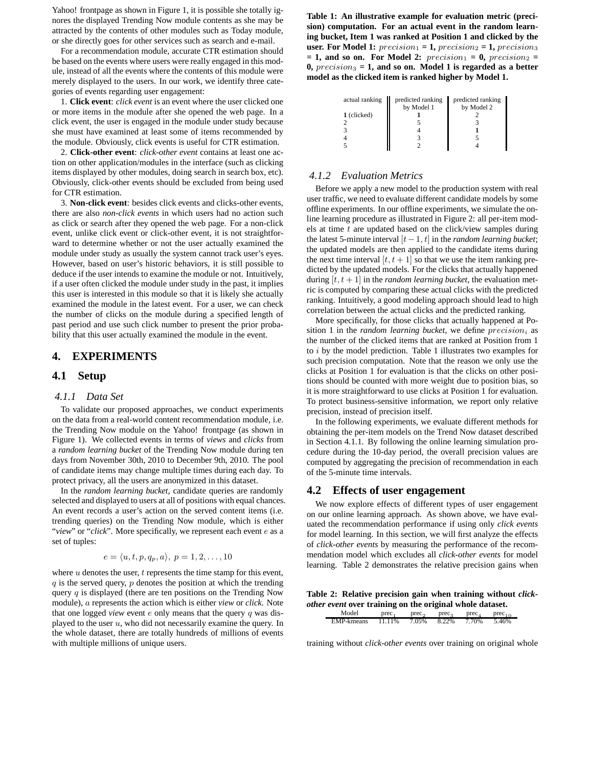Yahoo! frontpage as shown in Figure 1, it is possible she totally ignores the displayed Trending Now module contents as she may be attracted by the contents of other modules such as Today module, or she directly goes for other services such as search and e-mail.

For a recommendation module, accurate CTR estimation should be based on the events where users were really engaged in this module, instead of all the events where the contents of this module were merely displayed to the users. In our work, we identify three categories of events regarding user engagement:

1. **Click event**: *click event* is an event where the user clicked one or more items in the module after she opened the web page. In a click event, the user is engaged in the module under study because she must have examined at least some of items recommended by the module. Obviously, click events is useful for CTR estimation.

2. **Click-other event**: *click-other event* contains at least one action on other application/modules in the interface (such as clicking items displayed by other modules, doing search in search box, etc). Obviously, click-other events should be excluded from being used for CTR estimation.

3. **Non-click event**: besides click events and clicks-other events, there are also *non-click events* in which users had no action such as click or search after they opened the web page. For a non-click event, unlike click event or click-other event, it is not straightforward to determine whether or not the user actually examined the module under study as usually the system cannot track user's eyes. However, based on user's historic behaviors, it is still possible to deduce if the user intends to examine the module or not. Intuitively, if a user often clicked the module under study in the past, it implies this user is interested in this module so that it is likely she actually examined the module in the latest event. For a user, we can check the number of clicks on the module during a specified length of past period and use such click number to present the prior probability that this user actually examined the module in the event.

# 4. EXPERIMENTS

## 4.1 Setup

### 4.1.1 Data Set

To validate our proposed approaches, we conduct experiments on the data from a real-world content recommendation module, i.e. the Trending Now module on the Yahoo! frontpage (as shown in Figure 1). We collected events in terms of *views* and *clicks* from a *random learning bucket* of the Trending Now module during ten days from November 30th, 2010 to December 9th, 2010. The pool of candidate items may change multiple times during each day. To protect privacy, all the users are anonymized in this dataset.

In the *random learning bucket*, candidate queries are randomly selected and displayed to users at all of positions with equal chances. An event records a user's action on the served content items (i.e. trending queries) on the Trending Now module, which is either "*view*" or "*click*". More specifically, we represent each event $e$ as a set of tuples:

$$e = \langle u, t, p, q_p, a \rangle, \; p = 1, 2, \ldots, 10$$

where $u$ denotes the user, $t$ represents the time stamp for this event, $q$ is the served query, $p$ denotes the position at which the trending query $q$ is displayed (there are ten positions on the Trending Now module), $a$ represents the action which is either *view* or *click*. Note that one logged *view* event $e$ only means that the query $q$ was displayed to the user $u$, who did not necessarily examine the query. In the whole dataset, there are totally hundreds of millions of events with multiple millions of unique users.

**Table 1: An illustrative example for evaluation metric (precision) computation. For an actual event in the random learning bucket, Item 1 was ranked at Position 1 and clicked by the user. For Model 1: $precision_1$ = 1, $precision_2$ = 1, $precision_3$ = 1, and so on. For Model 2: $precision_1$ = 0, $precision_2$ = 0, $precision_3$ = 1, and so on. Model 1 is regarded as a better model as the clicked item is ranked higher by Model 1.**

| actual ranking | predicted ranking by Model 1 | predicted ranking by Model 2 |
|---|---|---|
| **1** (clicked) | **1** | 2 |
| 2 | 5 | 3 |
| 3 | 4 | **1** |
| 4 | 3 | 5 |
| 5 | 2 | 4 |

### 4.1.2 Evaluation Metrics

Before we apply a new model to the production system with real user traffic, we need to evaluate different candidate models by some offline experiments. In our offline experiments, we simulate the online learning procedure as illustrated in Figure 2: all per-item models at time $t$ are updated based on the click/view samples during the latest 5-minute interval $[t-1, t]$ in the *random learning bucket*; the updated models are then applied to the candidate items during the next time interval $[t, t+1]$ so that we use the item ranking predicted by the updated models. For the clicks that actually happened during $[t, t+1]$ in the *random learning bucket*, the evaluation metric is computed by comparing these actual clicks with the predicted ranking. Intuitively, a good modeling approach should lead to high correlation between the actual clicks and the predicted ranking.

More specifically, for those clicks that actually happened at Position 1 in the *random learning bucket*, we define $precision_i$ as the number of the clicked items that are ranked at Position from 1 to $i$ by the model prediction. Table 1 illustrates two examples for such precision computation. Note that the reason we only use the clicks at Position 1 for evaluation is that the clicks on other positions should be counted with more weight due to position bias, so it is more straightforward to use clicks at Position 1 for evaluation. To protect business-sensitive information, we report only relative precision, instead of precision itself.

In the following experiments, we evaluate different methods for obtaining the per-item models on the Trend Now dataset described in Section 4.1.1. By following the online learning simulation procedure during the 10-day period, the overall precision values are computed by aggregating the precision of recommendation in each of the 5-minute time intervals.

## 4.2 Effects of user engagement

We now explore effects of different types of user engagement on our online learning approach. As shown above, we have evaluated the recommendation performance if using only *click events* for model learning. In this section, we will first analyze the effects of *click-other events* by measuring the performance of the recommendation model which excludes all *click-other events* for model learning. Table 2 demonstrates the relative precision gains when training without *click-other events* over training on original whole

**Table 2: Relative precision gain when training without *click-other event* over training on the original whole dataset.**

| Model | $prec_1$ | $prec_2$ | $prec_3$ | $prec_4$ | $prec_{10}$ |
|---|---|---|---|---|---|
| EMP-kmeans | 11.11% | 7.05% | 8.22% | 7.70% | 5.46% |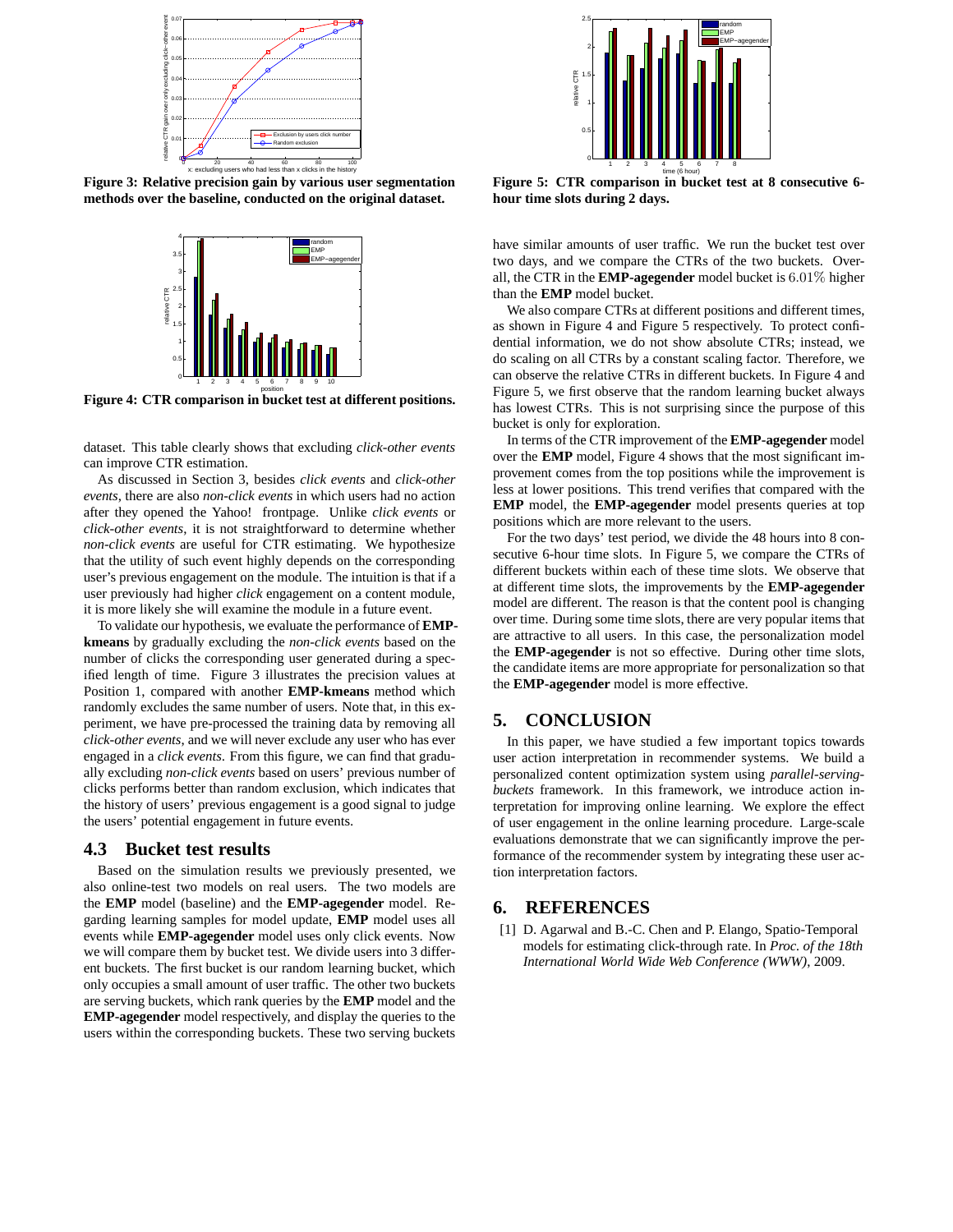relative CTR gain over only excluding click−other event

0.07
0.06
0.05
0.04
0.03
0.02
0.01
0

0 20 40 60 80 100

x: excluding users who had less than x clicks in the history

Exclusion by users click number
Random exclusion

**Figure 3: Relative precision gain by various user segmentation methods over the baseline, conducted on the original dataset.**

relative CTR

4
3.5
3
2.5
2
1.5
1
0.5
0

1 2 3 4 5 6 7 8 9 10

position

random
EMP
EMP−agegender

**Figure 4: CTR comparison in bucket test at different positions.**

dataset. This table clearly shows that excluding *click-other events* can improve CTR estimation.

As discussed in Section 3, besides *click events* and *click-other events*, there are also *non-click events* in which users had no action after they opened the Yahoo! frontpage. Unlike *click events* or *click-other events*, it is not straightforward to determine whether *non-click events* are useful for CTR estimating. We hypothesize that the utility of such event highly depends on the corresponding user's previous engagement on the module. The intuition is that if a user previously had higher *click* engagement on a content module, it is more likely she will examine the module in a future event.

To validate our hypothesis, we evaluate the performance of **EMP-kmeans** by gradually excluding the *non-click events* based on the number of clicks the corresponding user generated during a specified length of time. Figure 3 illustrates the precision values at Position 1, compared with another **EMP-kmeans** method which randomly excludes the same number of users. Note that, in this experiment, we have pre-processed the training data by removing all *click-other events*, and we will never exclude any user who has ever engaged in a *click events*. From this figure, we can find that gradually excluding *non-click events* based on users' previous number of clicks performs better than random exclusion, which indicates that the history of users' previous engagement is a good signal to judge the users' potential engagement in future events.

## 4.3 Bucket test results

Based on the simulation results we previously presented, we also online-test two models on real users. The two models are the **EMP** model (baseline) and the **EMP-agegender** model. Regarding learning samples for model update, **EMP** model uses all events while **EMP-agegender** model uses only click events. Now we will compare them by bucket test. We divide users into 3 different buckets. The first bucket is our random learning bucket, which only occupies a small amount of user traffic. The other two buckets are serving buckets, which rank queries by the **EMP** model and the **EMP-agegender** model respectively, and display the queries to the users within the corresponding buckets. These two serving buckets

relative CTR

2.5
2
1.5
1
0.5
0

1 2 3 4 5 6 7 8

time (6 hour)

random
EMP
EMP−agegender

**Figure 5: CTR comparison in bucket test at 8 consecutive 6-hour time slots during 2 days.**

have similar amounts of user traffic. We run the bucket test over two days, and we compare the CTRs of the two buckets. Overall, the CTR in the **EMP-agegender** model bucket is $6.01\%$ higher than the **EMP** model bucket.

We also compare CTRs at different positions and different times, as shown in Figure 4 and Figure 5 respectively. To protect confidential information, we do not show absolute CTRs; instead, we do scaling on all CTRs by a constant scaling factor. Therefore, we can observe the relative CTRs in different buckets. In Figure 4 and Figure 5, we first observe that the random learning bucket always has lowest CTRs. This is not surprising since the purpose of this bucket is only for exploration.

In terms of the CTR improvement of the **EMP-agegender** model over the **EMP** model, Figure 4 shows that the most significant improvement comes from the top positions while the improvement is less at lower positions. This trend verifies that compared with the **EMP** model, the **EMP-agegender** model presents queries at top positions which are more relevant to the users.

For the two days' test period, we divide the 48 hours into 8 consecutive 6-hour time slots. In Figure 5, we compare the CTRs of different buckets within each of these time slots. We observe that at different time slots, the improvements by the **EMP-agegender** model are different. The reason is that the content pool is changing over time. During some time slots, there are very popular items that are attractive to all users. In this case, the personalization model the **EMP-agegender** is not so effective. During other time slots, the candidate items are more appropriate for personalization so that the **EMP-agegender** model is more effective.

# 5. CONCLUSION

In this paper, we have studied a few important topics towards user action interpretation in recommender systems. We build a personalized content optimization system using *parallel-serving-buckets* framework. In this framework, we introduce action interpretation for improving online learning. We explore the effect of user engagement in the online learning procedure. Large-scale evaluations demonstrate that we can significantly improve the performance of the recommender system by integrating these user action interpretation factors.

# 6. REFERENCES

[1] D. Agarwal and B.-C. Chen and P. Elango, Spatio-Temporal models for estimating click-through rate. In *Proc. of the 18th International World Wide Web Conference (WWW)*, 2009.